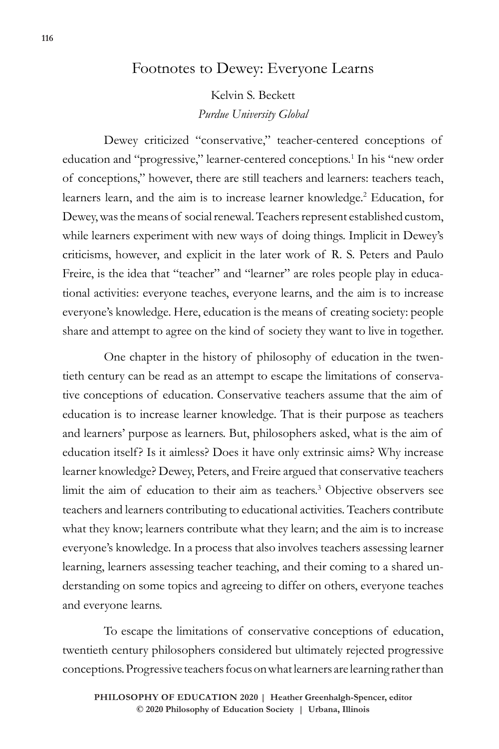# Footnotes to Dewey: Everyone Learns

Kelvin S. Beckett

*Purdue University Global*

Dewey criticized "conservative," teacher-centered conceptions of education and "progressive," learner-centered conceptions.[1] In his "new order of conceptions," however, there are still teachers and learners: teachers teach, learners learn, and the aim is to increase learner knowledge.[2] Education, for Dewey, was the means of social renewal. Teachers represent established custom, while learners experiment with new ways of doing things. Implicit in Dewey's criticisms, however, and explicit in the later work of R. S. Peters and Paulo Freire, is the idea that "teacher" and "learner" are roles people play in educational activities: everyone teaches, everyone learns, and the aim is to increase everyone's knowledge. Here, education is the means of creating society: people share and attempt to agree on the kind of society they want to live in together.

One chapter in the history of philosophy of education in the twentieth century can be read as an attempt to escape the limitations of conservative conceptions of education. Conservative teachers assume that the aim of education is to increase learner knowledge. That is their purpose as teachers and learners' purpose as learners. But, philosophers asked, what is the aim of education itself? Is it aimless? Does it have only extrinsic aims? Why increase learner knowledge? Dewey, Peters, and Freire argued that conservative teachers limit the aim of education to their aim as teachers.[3] Objective observers see teachers and learners contributing to educational activities. Teachers contribute what they know; learners contribute what they learn; and the aim is to increase everyone's knowledge. In a process that also involves teachers assessing learner learning, learners assessing teacher teaching, and their coming to a shared understanding on some topics and agreeing to differ on others, everyone teaches and everyone learns.

To escape the limitations of conservative conceptions of education, twentieth century philosophers considered but ultimately rejected progressive conceptions. Progressive teachers focus on what learners are learning rather than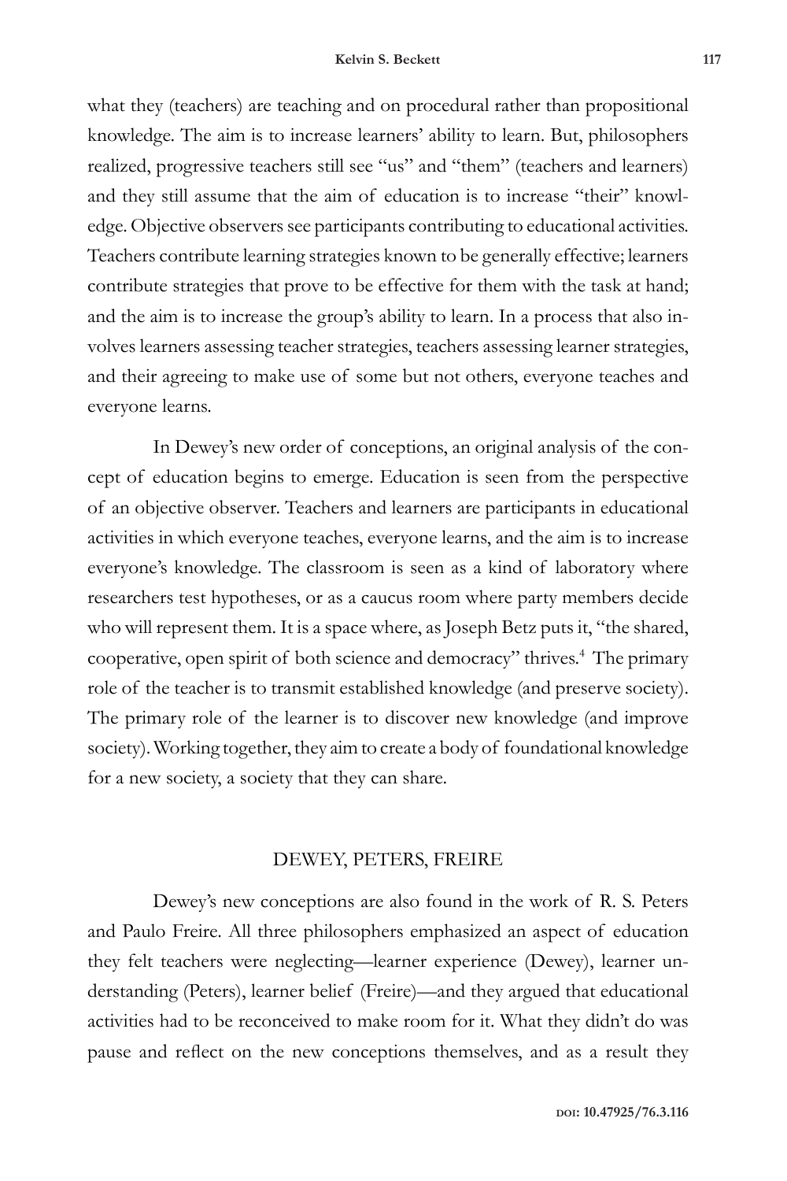what they (teachers) are teaching and on procedural rather than propositional knowledge. The aim is to increase learners' ability to learn. But, philosophers realized, progressive teachers still see "us" and "them" (teachers and learners) and they still assume that the aim of education is to increase "their" knowledge. Objective observers see participants contributing to educational activities. Teachers contribute learning strategies known to be generally effective; learners contribute strategies that prove to be effective for them with the task at hand; and the aim is to increase the group's ability to learn. In a process that also involves learners assessing teacher strategies, teachers assessing learner strategies, and their agreeing to make use of some but not others, everyone teaches and everyone learns.

In Dewey's new order of conceptions, an original analysis of the concept of education begins to emerge. Education is seen from the perspective of an objective observer. Teachers and learners are participants in educational activities in which everyone teaches, everyone learns, and the aim is to increase everyone's knowledge. The classroom is seen as a kind of laboratory where researchers test hypotheses, or as a caucus room where party members decide who will represent them. It is a space where, as Joseph Betz puts it, "the shared, cooperative, open spirit of both science and democracy" thrives.[4] The primary role of the teacher is to transmit established knowledge (and preserve society). The primary role of the learner is to discover new knowledge (and improve society). Working together, they aim to create a body of foundational knowledge for a new society, a society that they can share.

## DEWEY, PETERS, FREIRE

Dewey's new conceptions are also found in the work of R. S. Peters and Paulo Freire. All three philosophers emphasized an aspect of education they felt teachers were neglecting—learner experience (Dewey), learner understanding (Peters), learner belief (Freire)—and they argued that educational activities had to be reconceived to make room for it. What they didn't do was pause and reflect on the new conceptions themselves, and as a result they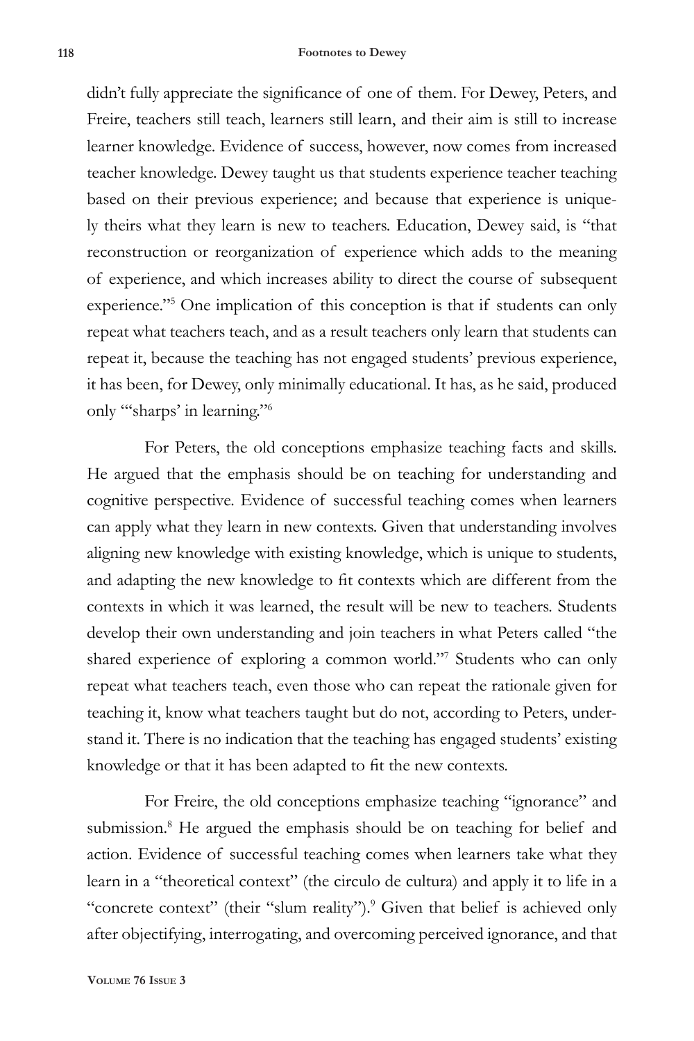didn't fully appreciate the significance of one of them. For Dewey, Peters, and Freire, teachers still teach, learners still learn, and their aim is still to increase learner knowledge. Evidence of success, however, now comes from increased teacher knowledge. Dewey taught us that students experience teacher teaching based on their previous experience; and because that experience is uniquely theirs what they learn is new to teachers. Education, Dewey said, is "that reconstruction or reorganization of experience which adds to the meaning of experience, and which increases ability to direct the course of subsequent experience."[5] One implication of this conception is that if students can only repeat what teachers teach, and as a result teachers only learn that students can repeat it, because the teaching has not engaged students' previous experience, it has been, for Dewey, only minimally educational. It has, as he said, produced only "'sharps' in learning."[6]

For Peters, the old conceptions emphasize teaching facts and skills. He argued that the emphasis should be on teaching for understanding and cognitive perspective. Evidence of successful teaching comes when learners can apply what they learn in new contexts. Given that understanding involves aligning new knowledge with existing knowledge, which is unique to students, and adapting the new knowledge to fit contexts which are different from the contexts in which it was learned, the result will be new to teachers. Students develop their own understanding and join teachers in what Peters called "the shared experience of exploring a common world."[7] Students who can only repeat what teachers teach, even those who can repeat the rationale given for teaching it, know what teachers taught but do not, according to Peters, understand it. There is no indication that the teaching has engaged students' existing knowledge or that it has been adapted to fit the new contexts.

For Freire, the old conceptions emphasize teaching "ignorance" and submission.[8] He argued the emphasis should be on teaching for belief and action. Evidence of successful teaching comes when learners take what they learn in a "theoretical context" (the circulo de cultura) and apply it to life in a "concrete context" (their "slum reality").[9] Given that belief is achieved only after objectifying, interrogating, and overcoming perceived ignorance, and that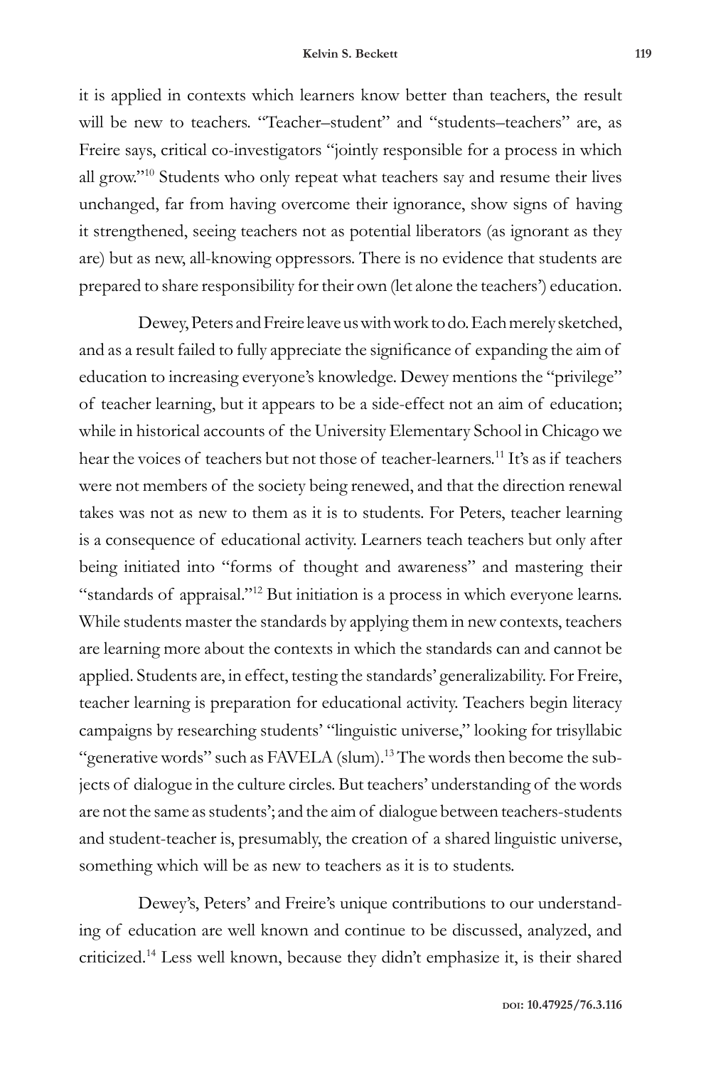it is applied in contexts which learners know better than teachers, the result will be new to teachers. "Teacher–student" and "students–teachers" are, as Freire says, critical co-investigators "jointly responsible for a process in which all grow."[10] Students who only repeat what teachers say and resume their lives unchanged, far from having overcome their ignorance, show signs of having it strengthened, seeing teachers not as potential liberators (as ignorant as they are) but as new, all-knowing oppressors. There is no evidence that students are prepared to share responsibility for their own (let alone the teachers') education.

Dewey, Peters and Freire leave us with work to do. Each merely sketched, and as a result failed to fully appreciate the significance of expanding the aim of education to increasing everyone's knowledge. Dewey mentions the "privilege" of teacher learning, but it appears to be a side-effect not an aim of education; while in historical accounts of the University Elementary School in Chicago we hear the voices of teachers but not those of teacher-learners.[11] It's as if teachers were not members of the society being renewed, and that the direction renewal takes was not as new to them as it is to students. For Peters, teacher learning is a consequence of educational activity. Learners teach teachers but only after being initiated into "forms of thought and awareness" and mastering their "standards of appraisal."[12] But initiation is a process in which everyone learns. While students master the standards by applying them in new contexts, teachers are learning more about the contexts in which the standards can and cannot be applied. Students are, in effect, testing the standards' generalizability. For Freire, teacher learning is preparation for educational activity. Teachers begin literacy campaigns by researching students' "linguistic universe," looking for trisyllabic "generative words" such as FAVELA (slum).[13] The words then become the subjects of dialogue in the culture circles. But teachers' understanding of the words are not the same as students'; and the aim of dialogue between teachers-students and student-teacher is, presumably, the creation of a shared linguistic universe, something which will be as new to teachers as it is to students.

Dewey's, Peters' and Freire's unique contributions to our understanding of education are well known and continue to be discussed, analyzed, and criticized.[14] Less well known, because they didn't emphasize it, is their shared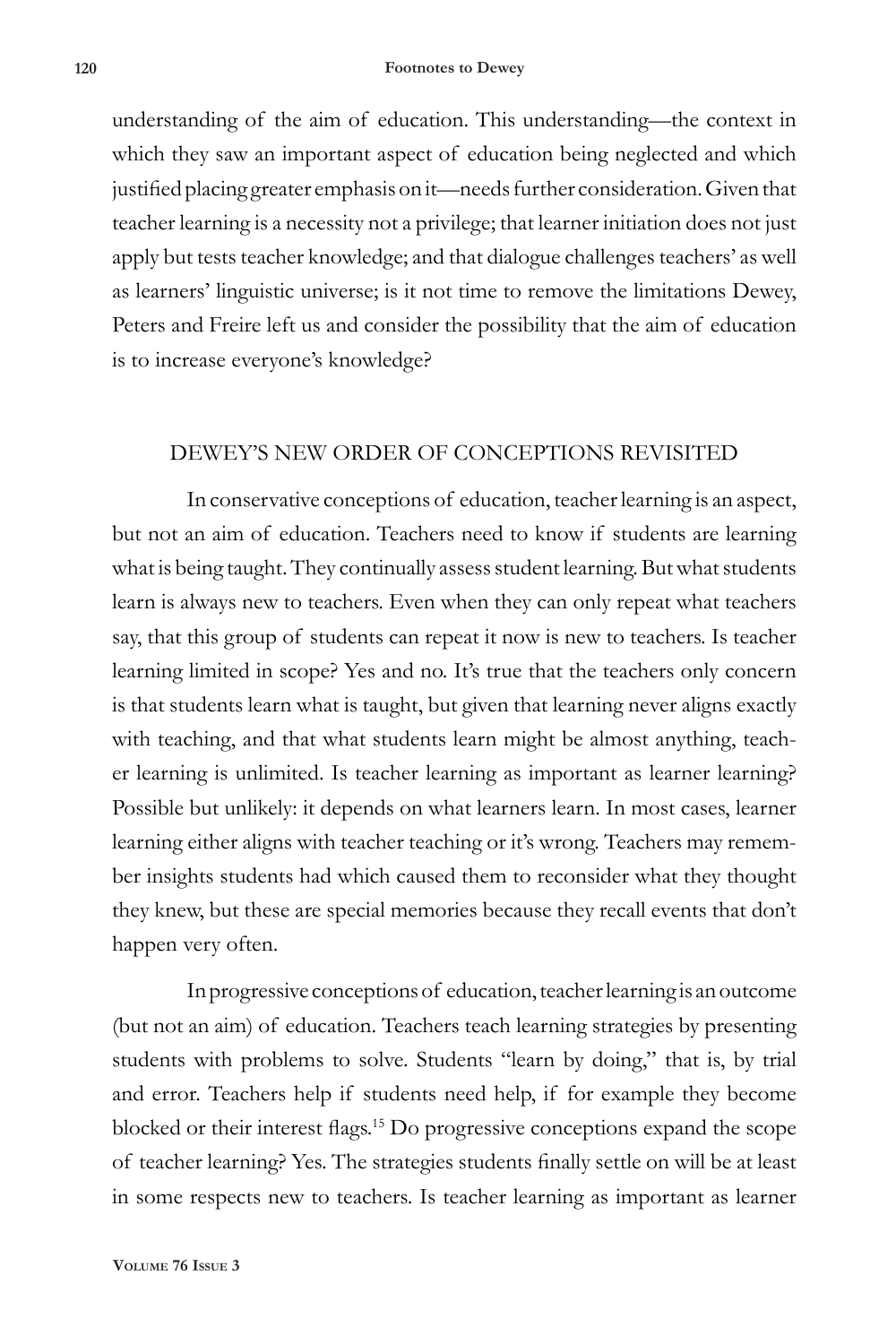understanding of the aim of education. This understanding—the context in which they saw an important aspect of education being neglected and which justified placing greater emphasis on it—needs further consideration. Given that teacher learning is a necessity not a privilege; that learner initiation does not just apply but tests teacher knowledge; and that dialogue challenges teachers' as well as learners' linguistic universe; is it not time to remove the limitations Dewey, Peters and Freire left us and consider the possibility that the aim of education is to increase everyone's knowledge?

## DEWEY'S NEW ORDER OF CONCEPTIONS REVISITED

In conservative conceptions of education, teacher learning is an aspect, but not an aim of education. Teachers need to know if students are learning what is being taught. They continually assess student learning. But what students learn is always new to teachers. Even when they can only repeat what teachers say, that this group of students can repeat it now is new to teachers. Is teacher learning limited in scope? Yes and no. It's true that the teachers only concern is that students learn what is taught, but given that learning never aligns exactly with teaching, and that what students learn might be almost anything, teacher learning is unlimited. Is teacher learning as important as learner learning? Possible but unlikely: it depends on what learners learn. In most cases, learner learning either aligns with teacher teaching or it's wrong. Teachers may remember insights students had which caused them to reconsider what they thought they knew, but these are special memories because they recall events that don't happen very often.

In progressive conceptions of education, teacher learning is an outcome (but not an aim) of education. Teachers teach learning strategies by presenting students with problems to solve. Students "learn by doing," that is, by trial and error. Teachers help if students need help, if for example they become blocked or their interest flags.[15] Do progressive conceptions expand the scope of teacher learning? Yes. The strategies students finally settle on will be at least in some respects new to teachers. Is teacher learning as important as learner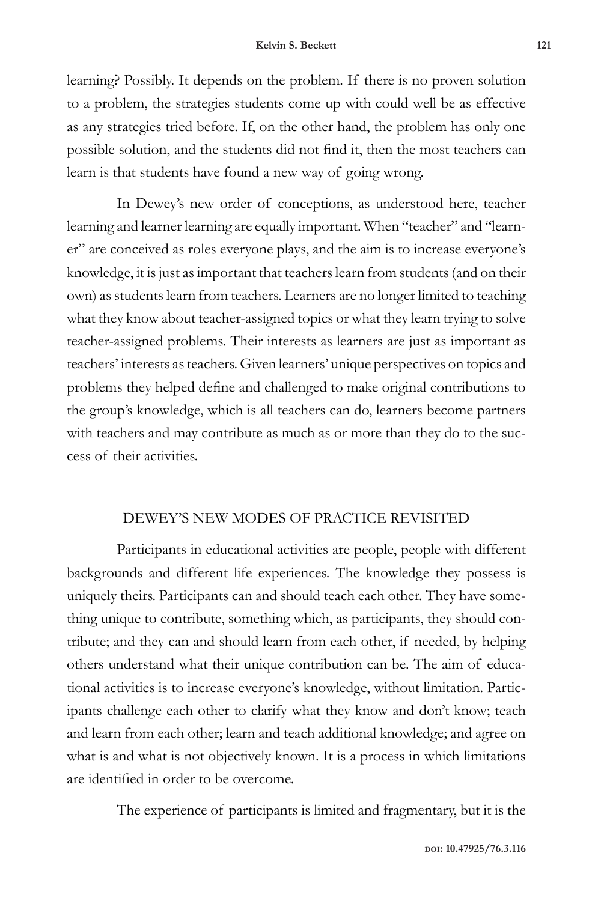learning? Possibly. It depends on the problem. If there is no proven solution to a problem, the strategies students come up with could well be as effective as any strategies tried before. If, on the other hand, the problem has only one possible solution, and the students did not find it, then the most teachers can learn is that students have found a new way of going wrong.

In Dewey's new order of conceptions, as understood here, teacher learning and learner learning are equally important. When "teacher" and "learner" are conceived as roles everyone plays, and the aim is to increase everyone's knowledge, it is just as important that teachers learn from students (and on their own) as students learn from teachers. Learners are no longer limited to teaching what they know about teacher-assigned topics or what they learn trying to solve teacher-assigned problems. Their interests as learners are just as important as teachers' interests as teachers. Given learners' unique perspectives on topics and problems they helped define and challenged to make original contributions to the group's knowledge, which is all teachers can do, learners become partners with teachers and may contribute as much as or more than they do to the success of their activities.

## DEWEY'S NEW MODES OF PRACTICE REVISITED

Participants in educational activities are people, people with different backgrounds and different life experiences. The knowledge they possess is uniquely theirs. Participants can and should teach each other. They have something unique to contribute, something which, as participants, they should contribute; and they can and should learn from each other, if needed, by helping others understand what their unique contribution can be. The aim of educational activities is to increase everyone's knowledge, without limitation. Participants challenge each other to clarify what they know and don't know; teach and learn from each other; learn and teach additional knowledge; and agree on what is and what is not objectively known. It is a process in which limitations are identified in order to be overcome.

The experience of participants is limited and fragmentary, but it is the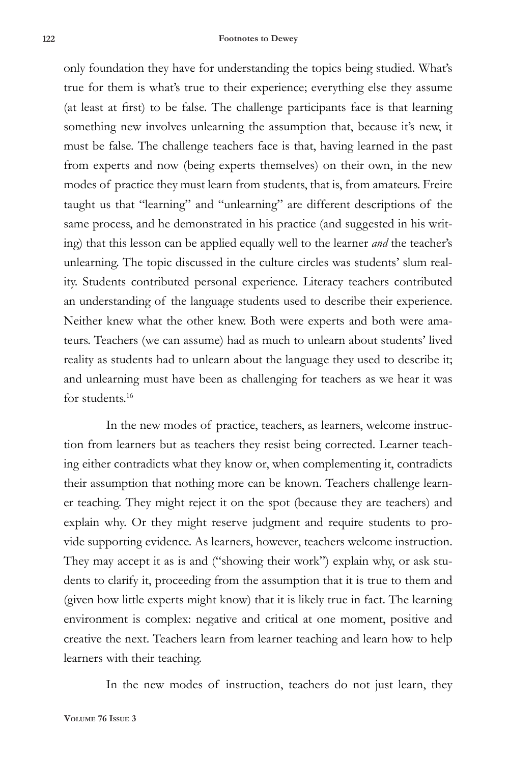only foundation they have for understanding the topics being studied. What's true for them is what's true to their experience; everything else they assume (at least at first) to be false. The challenge participants face is that learning something new involves unlearning the assumption that, because it's new, it must be false. The challenge teachers face is that, having learned in the past from experts and now (being experts themselves) on their own, in the new modes of practice they must learn from students, that is, from amateurs. Freire taught us that "learning" and "unlearning" are different descriptions of the same process, and he demonstrated in his practice (and suggested in his writing) that this lesson can be applied equally well to the learner *and* the teacher's unlearning. The topic discussed in the culture circles was students' slum reality. Students contributed personal experience. Literacy teachers contributed an understanding of the language students used to describe their experience. Neither knew what the other knew. Both were experts and both were amateurs. Teachers (we can assume) had as much to unlearn about students' lived reality as students had to unlearn about the language they used to describe it; and unlearning must have been as challenging for teachers as we hear it was for students.[16]

In the new modes of practice, teachers, as learners, welcome instruction from learners but as teachers they resist being corrected. Learner teaching either contradicts what they know or, when complementing it, contradicts their assumption that nothing more can be known. Teachers challenge learner teaching. They might reject it on the spot (because they are teachers) and explain why. Or they might reserve judgment and require students to provide supporting evidence. As learners, however, teachers welcome instruction. They may accept it as is and ("showing their work") explain why, or ask students to clarify it, proceeding from the assumption that it is true to them and (given how little experts might know) that it is likely true in fact. The learning environment is complex: negative and critical at one moment, positive and creative the next. Teachers learn from learner teaching and learn how to help learners with their teaching.

In the new modes of instruction, teachers do not just learn, they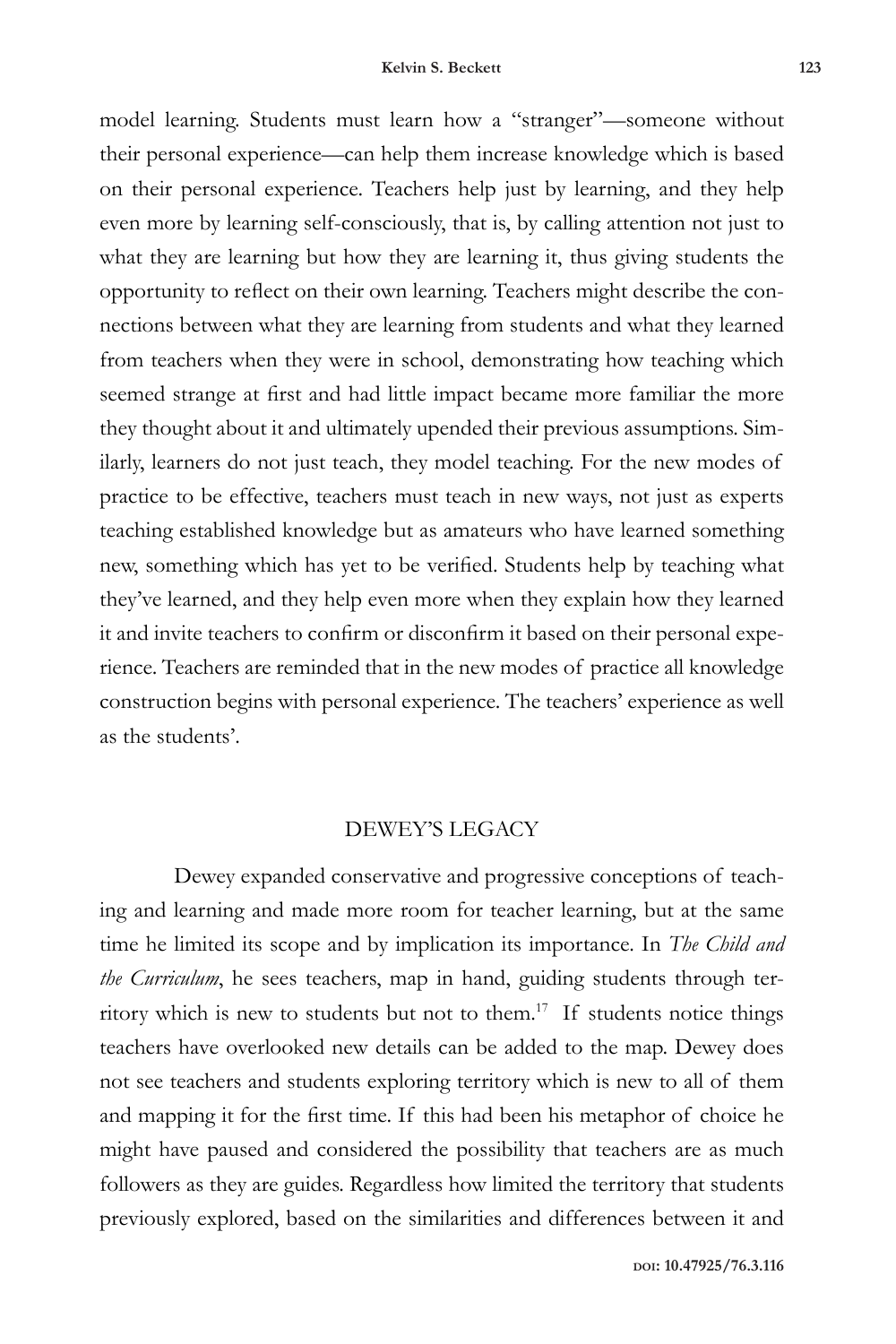model learning. Students must learn how a "stranger"—someone without their personal experience—can help them increase knowledge which is based on their personal experience. Teachers help just by learning, and they help even more by learning self-consciously, that is, by calling attention not just to what they are learning but how they are learning it, thus giving students the opportunity to reflect on their own learning. Teachers might describe the connections between what they are learning from students and what they learned from teachers when they were in school, demonstrating how teaching which seemed strange at first and had little impact became more familiar the more they thought about it and ultimately upended their previous assumptions. Similarly, learners do not just teach, they model teaching. For the new modes of practice to be effective, teachers must teach in new ways, not just as experts teaching established knowledge but as amateurs who have learned something new, something which has yet to be verified. Students help by teaching what they've learned, and they help even more when they explain how they learned it and invite teachers to confirm or disconfirm it based on their personal experience. Teachers are reminded that in the new modes of practice all knowledge construction begins with personal experience. The teachers' experience as well as the students'.

## DEWEY'S LEGACY

Dewey expanded conservative and progressive conceptions of teaching and learning and made more room for teacher learning, but at the same time he limited its scope and by implication its importance. In *The Child and the Curriculum*, he sees teachers, map in hand, guiding students through territory which is new to students but not to them.[17] If students notice things teachers have overlooked new details can be added to the map. Dewey does not see teachers and students exploring territory which is new to all of them and mapping it for the first time. If this had been his metaphor of choice he might have paused and considered the possibility that teachers are as much followers as they are guides. Regardless how limited the territory that students previously explored, based on the similarities and differences between it and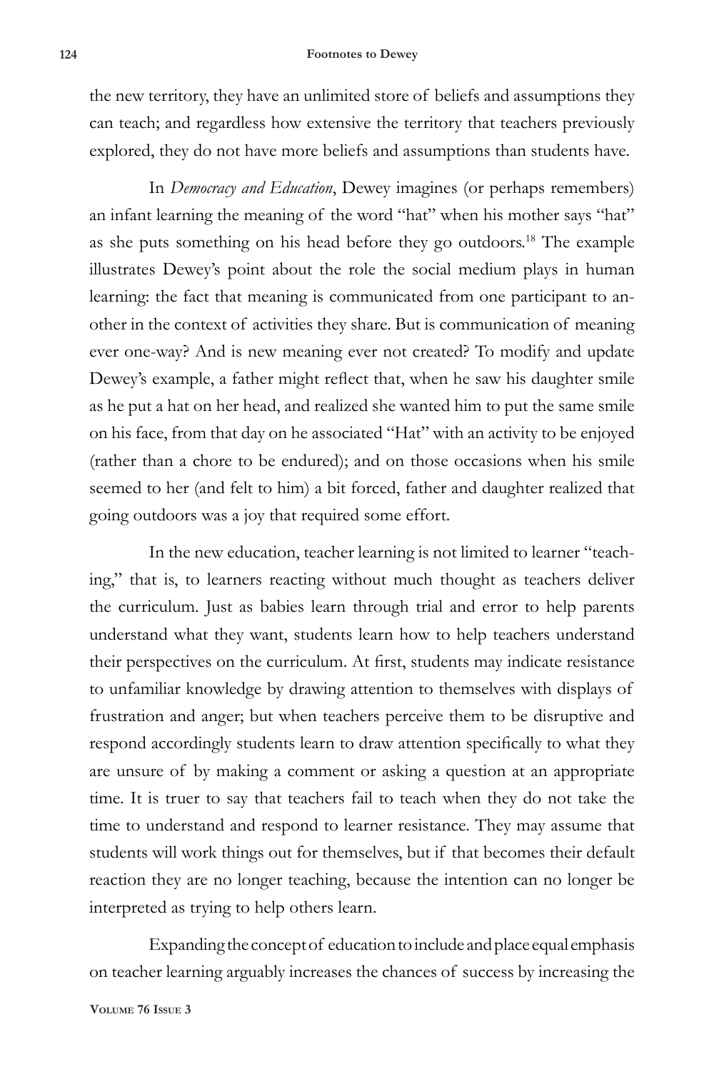the new territory, they have an unlimited store of beliefs and assumptions they can teach; and regardless how extensive the territory that teachers previously explored, they do not have more beliefs and assumptions than students have.

In *Democracy and Education*, Dewey imagines (or perhaps remembers) an infant learning the meaning of the word "hat" when his mother says "hat" as she puts something on his head before they go outdoors.[18] The example illustrates Dewey's point about the role the social medium plays in human learning: the fact that meaning is communicated from one participant to another in the context of activities they share. But is communication of meaning ever one-way? And is new meaning ever not created? To modify and update Dewey's example, a father might reflect that, when he saw his daughter smile as he put a hat on her head, and realized she wanted him to put the same smile on his face, from that day on he associated "Hat" with an activity to be enjoyed (rather than a chore to be endured); and on those occasions when his smile seemed to her (and felt to him) a bit forced, father and daughter realized that going outdoors was a joy that required some effort.

In the new education, teacher learning is not limited to learner "teaching," that is, to learners reacting without much thought as teachers deliver the curriculum. Just as babies learn through trial and error to help parents understand what they want, students learn how to help teachers understand their perspectives on the curriculum. At first, students may indicate resistance to unfamiliar knowledge by drawing attention to themselves with displays of frustration and anger; but when teachers perceive them to be disruptive and respond accordingly students learn to draw attention specifically to what they are unsure of by making a comment or asking a question at an appropriate time. It is truer to say that teachers fail to teach when they do not take the time to understand and respond to learner resistance. They may assume that students will work things out for themselves, but if that becomes their default reaction they are no longer teaching, because the intention can no longer be interpreted as trying to help others learn.

Expanding the concept of education to include and place equal emphasis on teacher learning arguably increases the chances of success by increasing the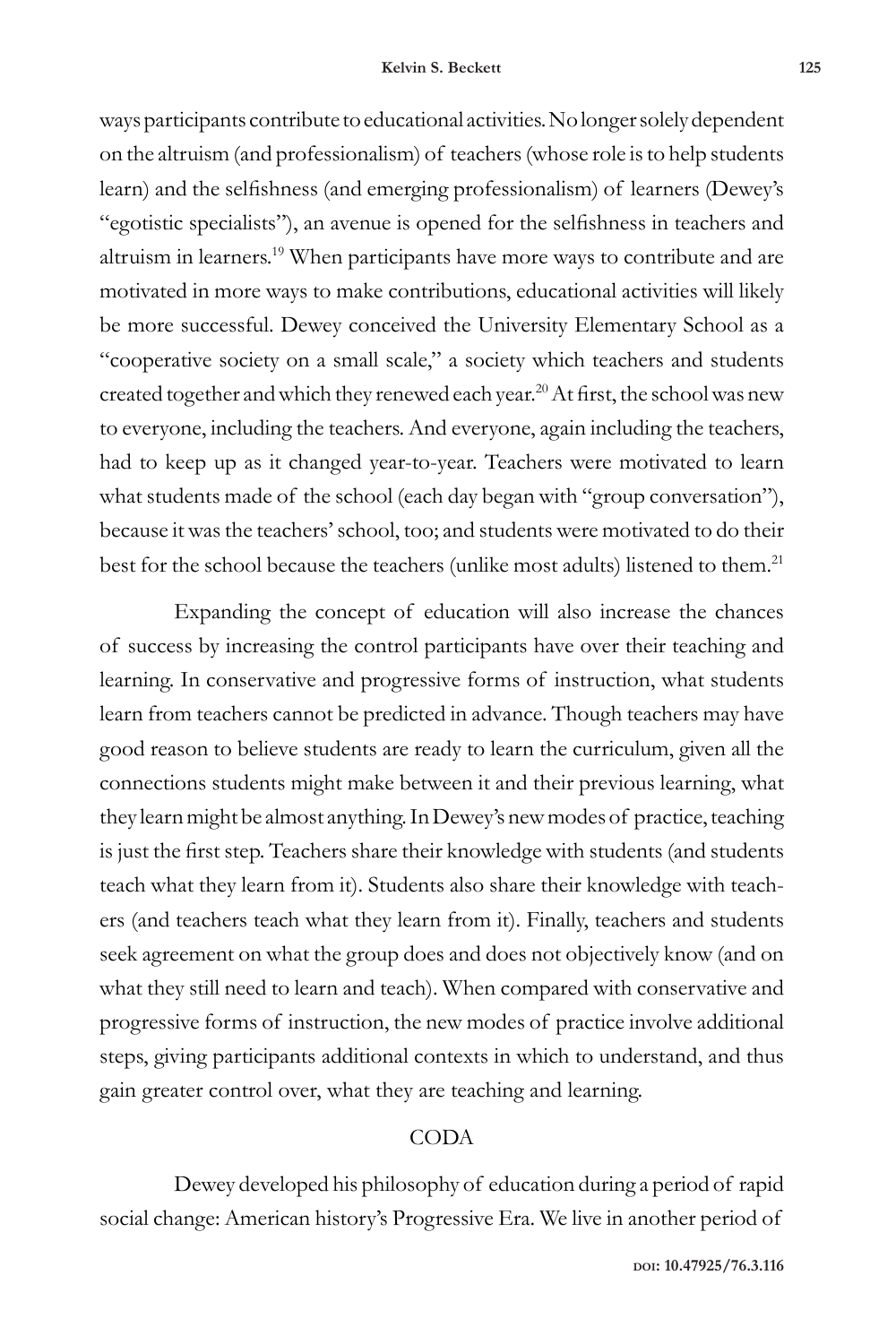ways participants contribute to educational activities. No longer solely dependent on the altruism (and professionalism) of teachers (whose role is to help students learn) and the selfishness (and emerging professionalism) of learners (Dewey's "egotistic specialists"), an avenue is opened for the selfishness in teachers and altruism in learners.[19] When participants have more ways to contribute and are motivated in more ways to make contributions, educational activities will likely be more successful. Dewey conceived the University Elementary School as a "cooperative society on a small scale," a society which teachers and students created together and which they renewed each year.[20] At first, the school was new to everyone, including the teachers. And everyone, again including the teachers, had to keep up as it changed year-to-year. Teachers were motivated to learn what students made of the school (each day began with "group conversation"), because it was the teachers' school, too; and students were motivated to do their best for the school because the teachers (unlike most adults) listened to them.[21]

Expanding the concept of education will also increase the chances of success by increasing the control participants have over their teaching and learning. In conservative and progressive forms of instruction, what students learn from teachers cannot be predicted in advance. Though teachers may have good reason to believe students are ready to learn the curriculum, given all the connections students might make between it and their previous learning, what they learn might be almost anything. In Dewey's new modes of practice, teaching is just the first step. Teachers share their knowledge with students (and students teach what they learn from it). Students also share their knowledge with teachers (and teachers teach what they learn from it). Finally, teachers and students seek agreement on what the group does and does not objectively know (and on what they still need to learn and teach). When compared with conservative and progressive forms of instruction, the new modes of practice involve additional steps, giving participants additional contexts in which to understand, and thus gain greater control over, what they are teaching and learning.

## CODA

Dewey developed his philosophy of education during a period of rapid social change: American history's Progressive Era. We live in another period of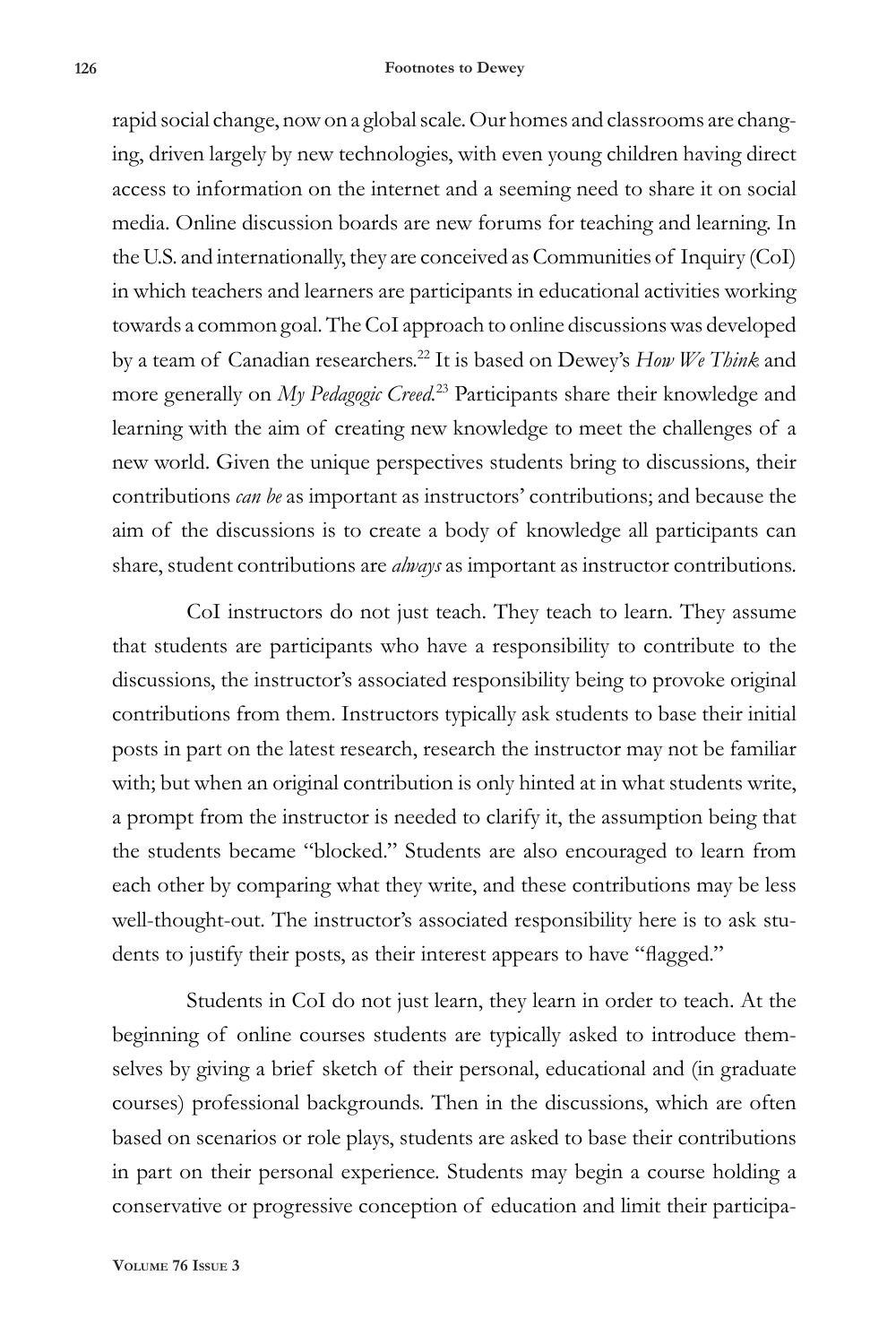rapid social change, now on a global scale. Our homes and classrooms are changing, driven largely by new technologies, with even young children having direct access to information on the internet and a seeming need to share it on social media. Online discussion boards are new forums for teaching and learning. In the U.S. and internationally, they are conceived as Communities of Inquiry (CoI) in which teachers and learners are participants in educational activities working towards a common goal. The CoI approach to online discussions was developed by a team of Canadian researchers.[22] It is based on Dewey's *How We Think* and more generally on *My Pedagogic Creed*.[23] Participants share their knowledge and learning with the aim of creating new knowledge to meet the challenges of a new world. Given the unique perspectives students bring to discussions, their contributions *can be* as important as instructors' contributions; and because the aim of the discussions is to create a body of knowledge all participants can share, student contributions are *always* as important as instructor contributions.

CoI instructors do not just teach. They teach to learn. They assume that students are participants who have a responsibility to contribute to the discussions, the instructor's associated responsibility being to provoke original contributions from them. Instructors typically ask students to base their initial posts in part on the latest research, research the instructor may not be familiar with; but when an original contribution is only hinted at in what students write, a prompt from the instructor is needed to clarify it, the assumption being that the students became "blocked." Students are also encouraged to learn from each other by comparing what they write, and these contributions may be less well-thought-out. The instructor's associated responsibility here is to ask students to justify their posts, as their interest appears to have "flagged."

Students in CoI do not just learn, they learn in order to teach. At the beginning of online courses students are typically asked to introduce themselves by giving a brief sketch of their personal, educational and (in graduate courses) professional backgrounds. Then in the discussions, which are often based on scenarios or role plays, students are asked to base their contributions in part on their personal experience. Students may begin a course holding a conservative or progressive conception of education and limit their participa-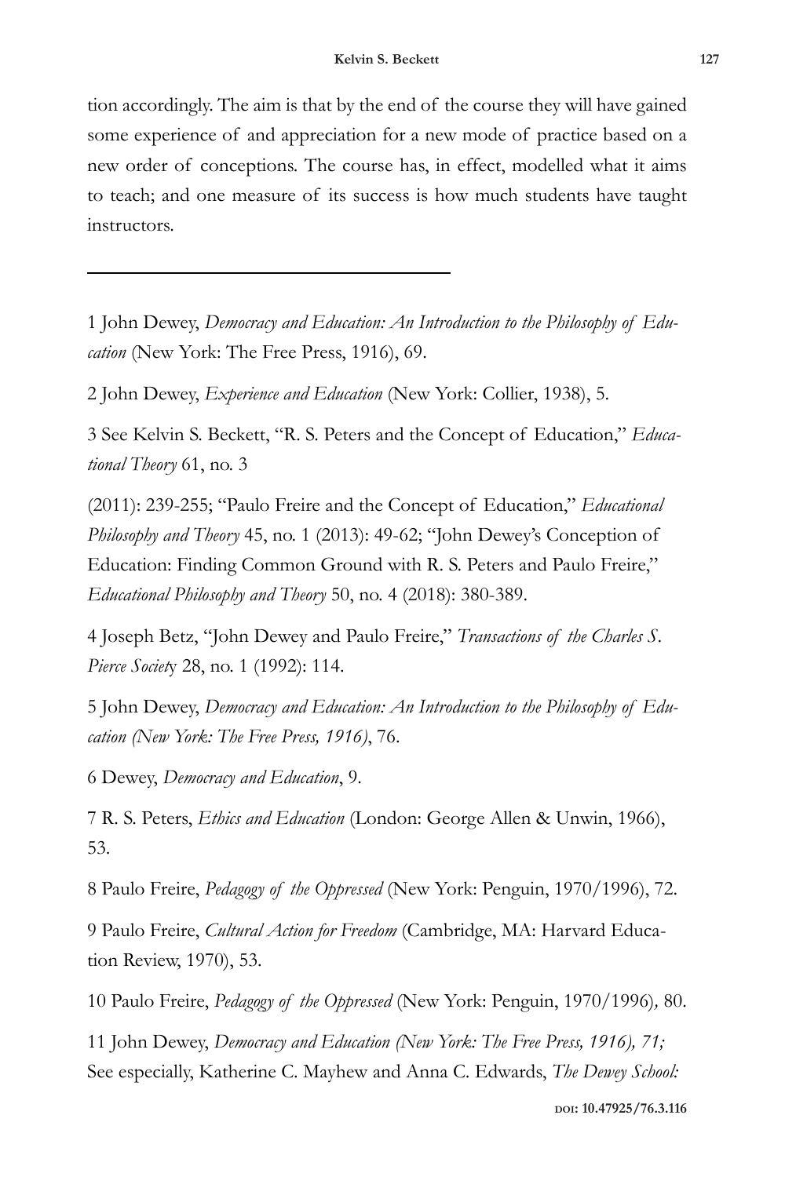tion accordingly. The aim is that by the end of the course they will have gained some experience of and appreciation for a new mode of practice based on a new order of conceptions. The course has, in effect, modelled what it aims to teach; and one measure of its success is how much students have taught instructors.

---

1 John Dewey, *Democracy and Education: An Introduction to the Philosophy of Education* (New York: The Free Press, 1916), 69.

2 John Dewey, *Experience and Education* (New York: Collier, 1938), 5.

3 See Kelvin S. Beckett, "R. S. Peters and the Concept of Education," *Educational Theory* 61, no. 3

(2011): 239-255; "Paulo Freire and the Concept of Education," *Educational Philosophy and Theory* 45, no. 1 (2013): 49-62; "John Dewey's Conception of Education: Finding Common Ground with R. S. Peters and Paulo Freire," *Educational Philosophy and Theory* 50, no. 4 (2018): 380-389.

4 Joseph Betz, "John Dewey and Paulo Freire," *Transactions of the Charles S. Pierce Society* 28, no. 1 (1992): 114.

5 John Dewey, *Democracy and Education: An Introduction to the Philosophy of Education (New York: The Free Press, 1916)*, 76.

6 Dewey, *Democracy and Education*, 9.

7 R. S. Peters, *Ethics and Education* (London: George Allen & Unwin, 1966), 53.

8 Paulo Freire, *Pedagogy of the Oppressed* (New York: Penguin, 1970/1996), 72.

9 Paulo Freire, *Cultural Action for Freedom* (Cambridge, MA: Harvard Education Review, 1970), 53.

10 Paulo Freire, *Pedagogy of the Oppressed* (New York: Penguin, 1970/1996), 80.

11 John Dewey, *Democracy and Education (New York: The Free Press, 1916), 71;* See especially, Katherine C. Mayhew and Anna C. Edwards, *The Dewey School:*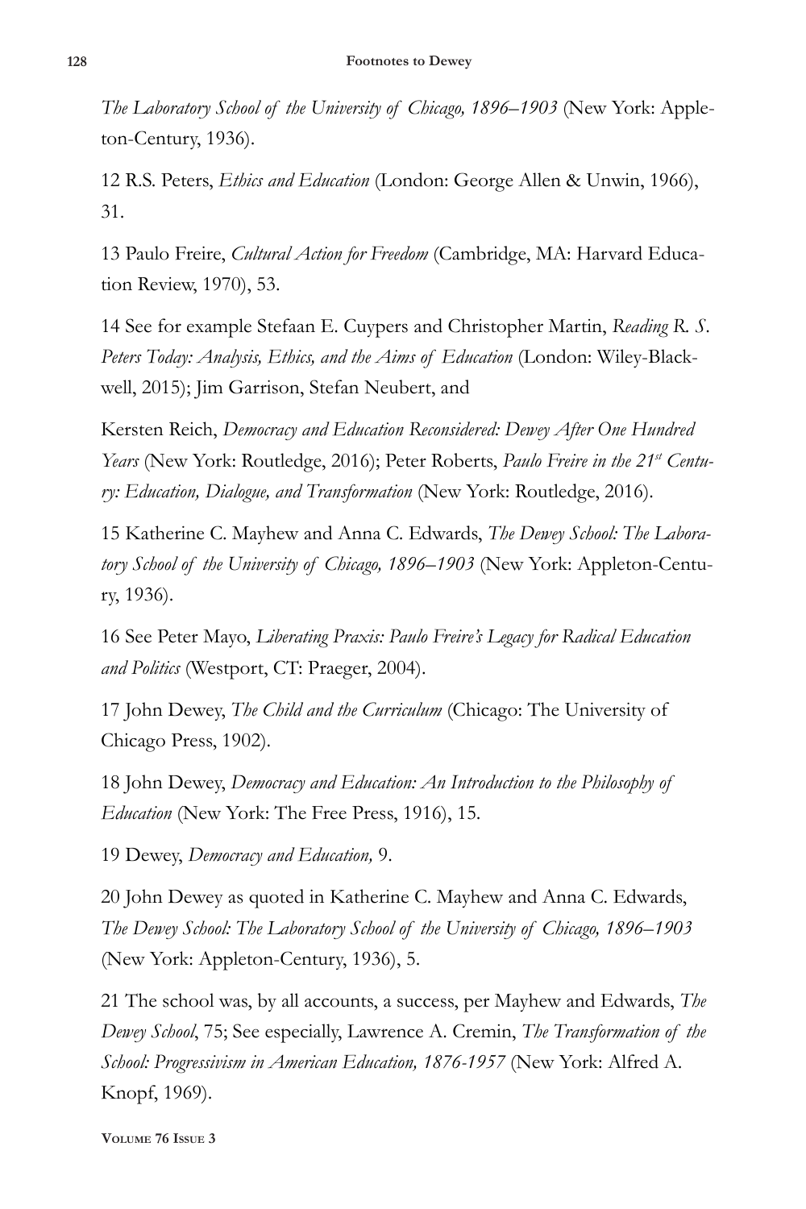*The Laboratory School of the University of Chicago, 1896–1903* (New York: Appleton-Century, 1936).

12 R.S. Peters, *Ethics and Education* (London: George Allen & Unwin, 1966), 31.

13 Paulo Freire, *Cultural Action for Freedom* (Cambridge, MA: Harvard Education Review, 1970), 53.

14 See for example Stefaan E. Cuypers and Christopher Martin, *Reading R. S. Peters Today: Analysis, Ethics, and the Aims of Education* (London: Wiley-Blackwell, 2015); Jim Garrison, Stefan Neubert, and

Kersten Reich, *Democracy and Education Reconsidered: Dewey After One Hundred Years* (New York: Routledge, 2016); Peter Roberts, *Paulo Freire in the 21st Century: Education, Dialogue, and Transformation* (New York: Routledge, 2016).

15 Katherine C. Mayhew and Anna C. Edwards, *The Dewey School: The Laboratory School of the University of Chicago, 1896–1903* (New York: Appleton-Century, 1936).

16 See Peter Mayo, *Liberating Praxis: Paulo Freire's Legacy for Radical Education and Politics* (Westport, CT: Praeger, 2004).

17 John Dewey, *The Child and the Curriculum* (Chicago: The University of Chicago Press, 1902).

18 John Dewey, *Democracy and Education: An Introduction to the Philosophy of Education* (New York: The Free Press, 1916), 15.

19 Dewey, *Democracy and Education,* 9.

20 John Dewey as quoted in Katherine C. Mayhew and Anna C. Edwards, *The Dewey School: The Laboratory School of the University of Chicago, 1896–1903* (New York: Appleton-Century, 1936), 5.

21 The school was, by all accounts, a success, per Mayhew and Edwards, *The Dewey School*, 75; See especially, Lawrence A. Cremin, *The Transformation of the School: Progressivism in American Education, 1876-1957* (New York: Alfred A. Knopf, 1969).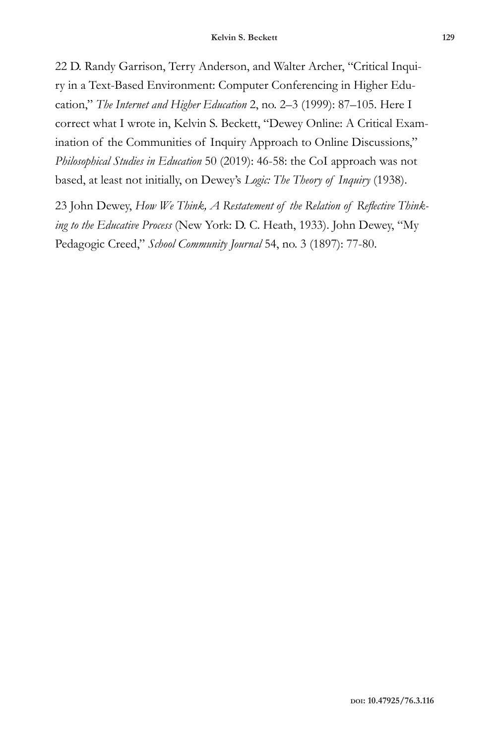22 D. Randy Garrison, Terry Anderson, and Walter Archer, "Critical Inquiry in a Text-Based Environment: Computer Conferencing in Higher Education," *The Internet and Higher Education* 2, no. 2–3 (1999): 87–105. Here I correct what I wrote in, Kelvin S. Beckett, "Dewey Online: A Critical Examination of the Communities of Inquiry Approach to Online Discussions," *Philosophical Studies in Education* 50 (2019): 46-58: the CoI approach was not based, at least not initially, on Dewey's *Logic: The Theory of Inquiry* (1938).

23 John Dewey, *How We Think, A Restatement of the Relation of Reflective Thinking to the Educative Process* (New York: D. C. Heath, 1933). John Dewey, "My Pedagogic Creed," *School Community Journal* 54, no. 3 (1897): 77-80.